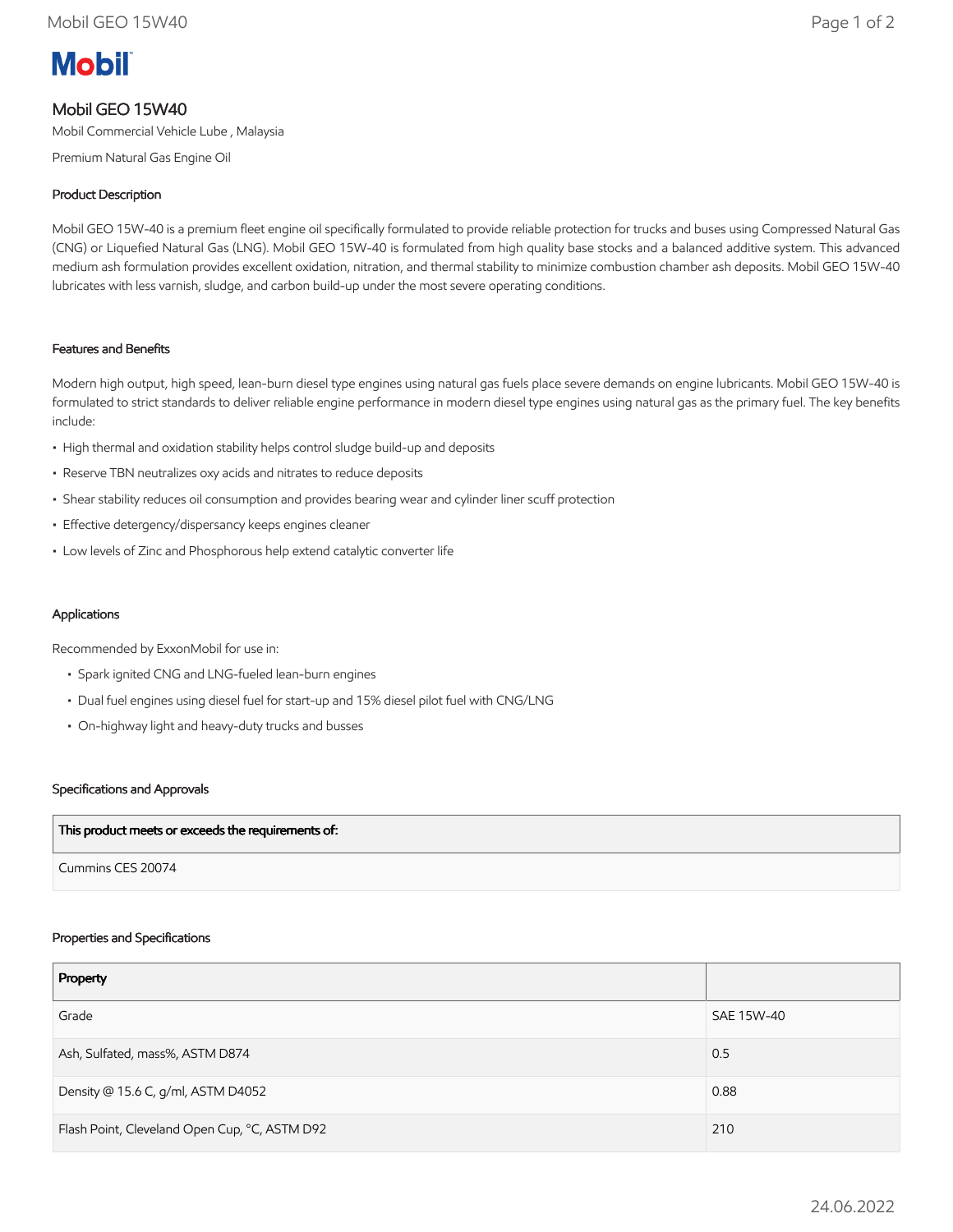# Mobil

## Mobil GEO 15W40

Mobil Commercial Vehicle Lube , Malaysia

Premium Natural Gas Engine Oil

### Product Description

Mobil GEO 15W-40 is a premium fleet engine oil specifically formulated to provide reliable protection for trucks and buses using Compressed Natural Gas (CNG) or Liquefied Natural Gas (LNG). Mobil GEO 15W-40 is formulated from high quality base stocks and a balanced additive system. This advanced medium ash formulation provides excellent oxidation, nitration, and thermal stability to minimize combustion chamber ash deposits. Mobil GEO 15W-40 lubricates with less varnish, sludge, and carbon build-up under the most severe operating conditions.

### Features and Benefits

Modern high output, high speed, lean-burn diesel type engines using natural gas fuels place severe demands on engine lubricants. Mobil GEO 15W-40 is formulated to strict standards to deliver reliable engine performance in modern diesel type engines using natural gas as the primary fuel. The key benefits include:

- High thermal and oxidation stability helps control sludge build-up and deposits
- Reserve TBN neutralizes oxy acids and nitrates to reduce deposits
- Shear stability reduces oil consumption and provides bearing wear and cylinder liner scuff protection
- Effective detergency/dispersancy keeps engines cleaner
- Low levels of Zinc and Phosphorous help extend catalytic converter life

### Applications

Recommended by ExxonMobil for use in:

- Spark ignited CNG and LNG-fueled lean-burn engines
- Dual fuel engines using diesel fuel for start-up and 15% diesel pilot fuel with CNG/LNG
- On-highway light and heavy-duty trucks and busses

### Specifications and Approvals

| This product meets or exceeds the requirements of: |
|---|
| Cummins CES 20074 |

### Properties and Specifications

| Property | |
|---|---|
| Grade | SAE 15W-40 |
| Ash, Sulfated, mass%, ASTM D874 | 0.5 |
| Density @ 15.6 C, g/ml, ASTM D4052 | 0.88 |
| Flash Point, Cleveland Open Cup, °C, ASTM D92 | 210 |

24.06.2022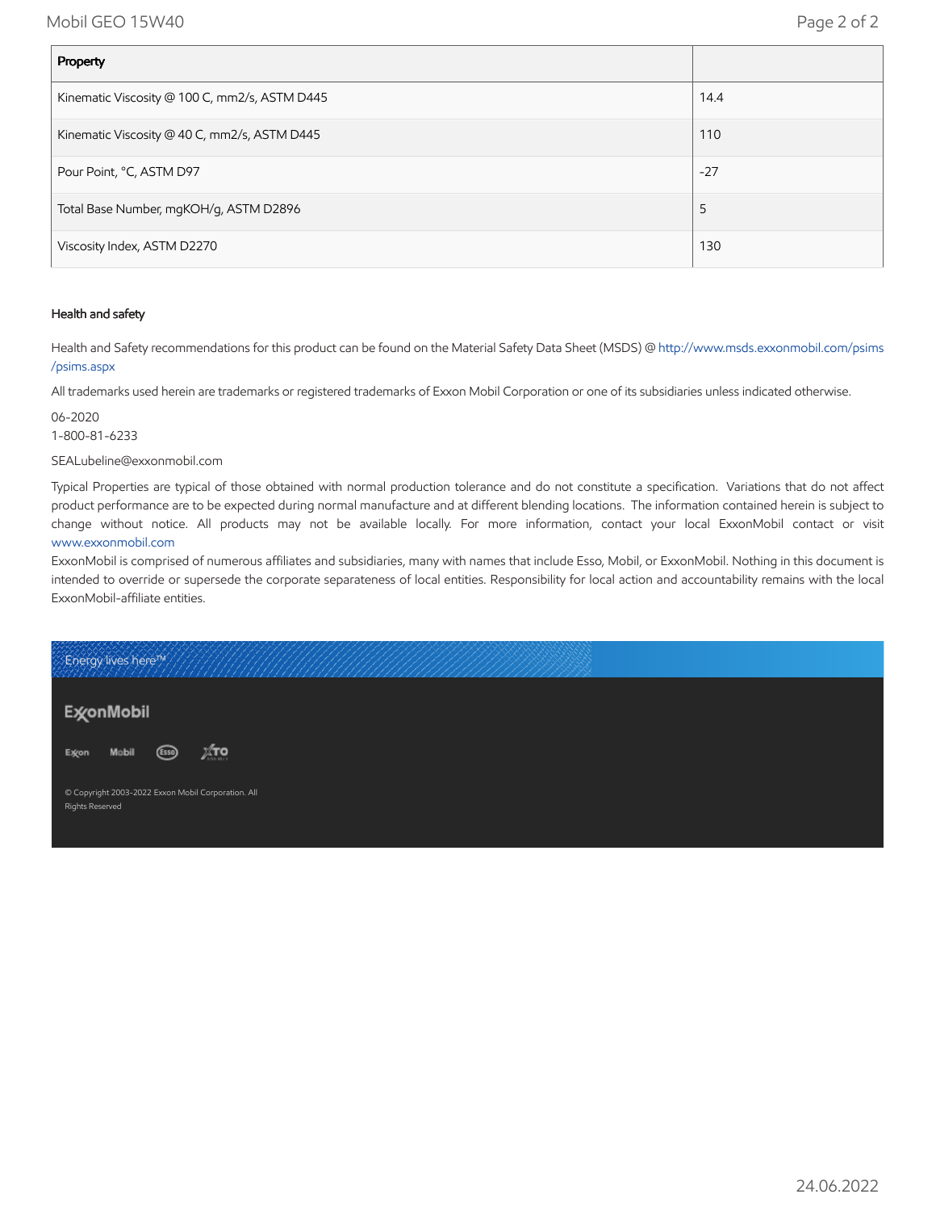| Property | |
|---|---|
| Kinematic Viscosity @ 100 C, mm2/s, ASTM D445 | 14.4 |
| Kinematic Viscosity @ 40 C, mm2/s, ASTM D445 | 110 |
| Pour Point, °C, ASTM D97 | -27 |
| Total Base Number, mgKOH/g, ASTM D2896 | 5 |
| Viscosity Index, ASTM D2270 | 130 |

### Health and safety

Health and Safety recommendations for this product can be found on the Material Safety Data Sheet (MSDS) @ http://www.msds.exxonmobil.com/psims/psims.aspx

All trademarks used herein are trademarks or registered trademarks of Exxon Mobil Corporation or one of its subsidiaries unless indicated otherwise.

06-2020
1-800-81-6233

SEALubeline@exxonmobil.com

Typical Properties are typical of those obtained with normal production tolerance and do not constitute a specification. Variations that do not affect product performance are to be expected during normal manufacture and at different blending locations. The information contained herein is subject to change without notice. All products may not be available locally. For more information, contact your local ExxonMobil contact or visit www.exxonmobil.com

ExxonMobil is comprised of numerous affiliates and subsidiaries, many with names that include Esso, Mobil, or ExxonMobil. Nothing in this document is intended to override or supersede the corporate separateness of local entities. Responsibility for local action and accountability remains with the local ExxonMobil-affiliate entities.

Energy lives here™

ExxonMobil

Exxon Mobil Esso XTO

© Copyright 2003-2022 Exxon Mobil Corporation. All Rights Reserved